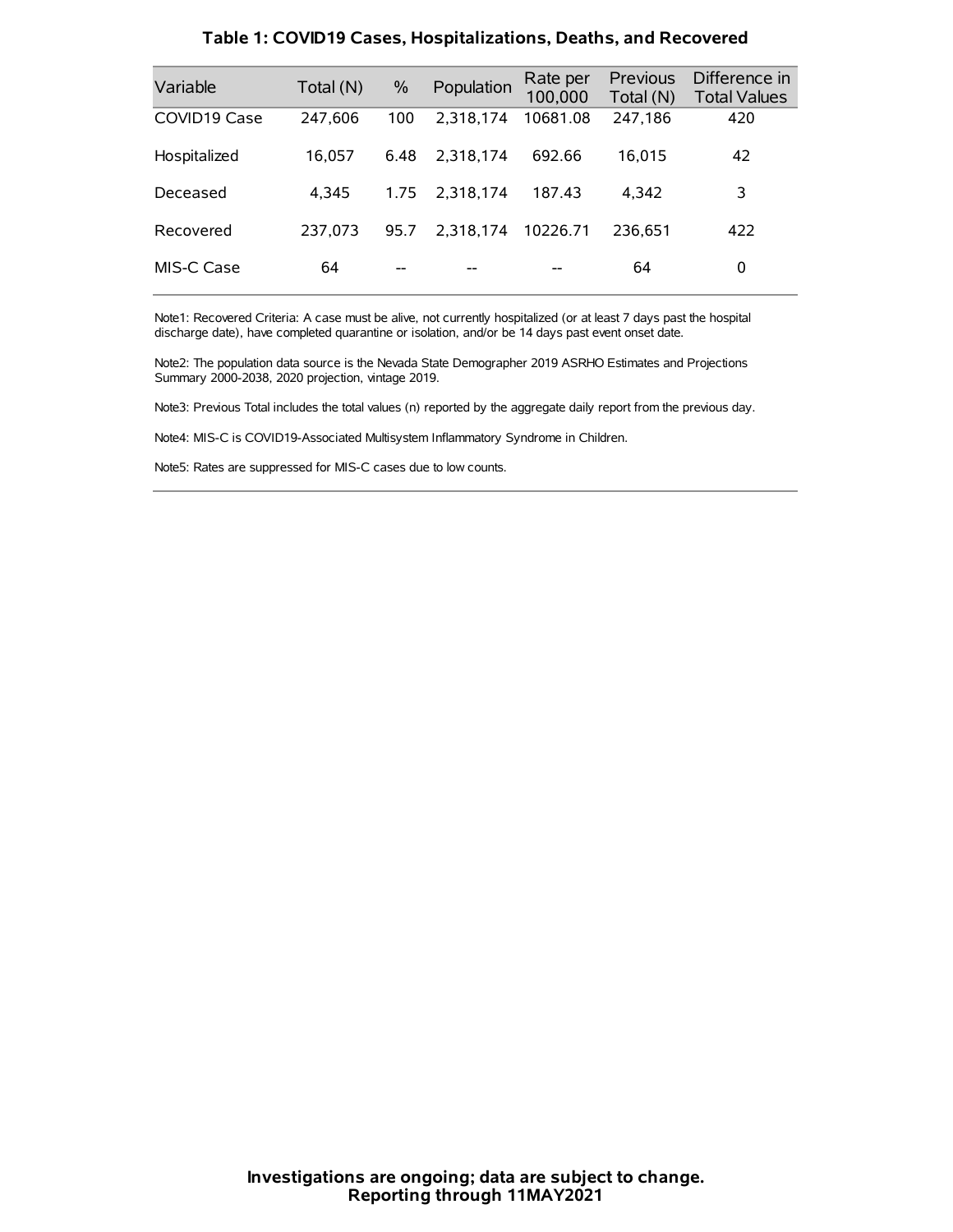## Table 1: COVID19 Cases, Hospitalizations, Deaths, and Recovered

| Variable | Total (N) | % | Population | Rate per 100,000 | Previous Total (N) | Difference in Total Values |
|---|---|---|---|---|---|---|
| COVID19 Case | 247,606 | 100 | 2,318,174 | 10681.08 | 247,186 | 420 |
| Hospitalized | 16,057 | 6.48 | 2,318,174 | 692.66 | 16,015 | 42 |
| Deceased | 4,345 | 1.75 | 2,318,174 | 187.43 | 4,342 | 3 |
| Recovered | 237,073 | 95.7 | 2,318,174 | 10226.71 | 236,651 | 422 |
| MIS-C Case | 64 | -- | -- | -- | 64 | 0 |

Note1: Recovered Criteria: A case must be alive, not currently hospitalized (or at least 7 days past the hospital discharge date), have completed quarantine or isolation, and/or be 14 days past event onset date.

Note2: The population data source is the Nevada State Demographer 2019 ASRHO Estimates and Projections Summary 2000-2038, 2020 projection, vintage 2019.

Note3: Previous Total includes the total values (n) reported by the aggregate daily report from the previous day.

Note4: MIS-C is COVID19-Associated Multisystem Inflammatory Syndrome in Children.

Note5: Rates are suppressed for MIS-C cases due to low counts.

**Investigations are ongoing; data are subject to change.**
**Reporting through 11MAY2021**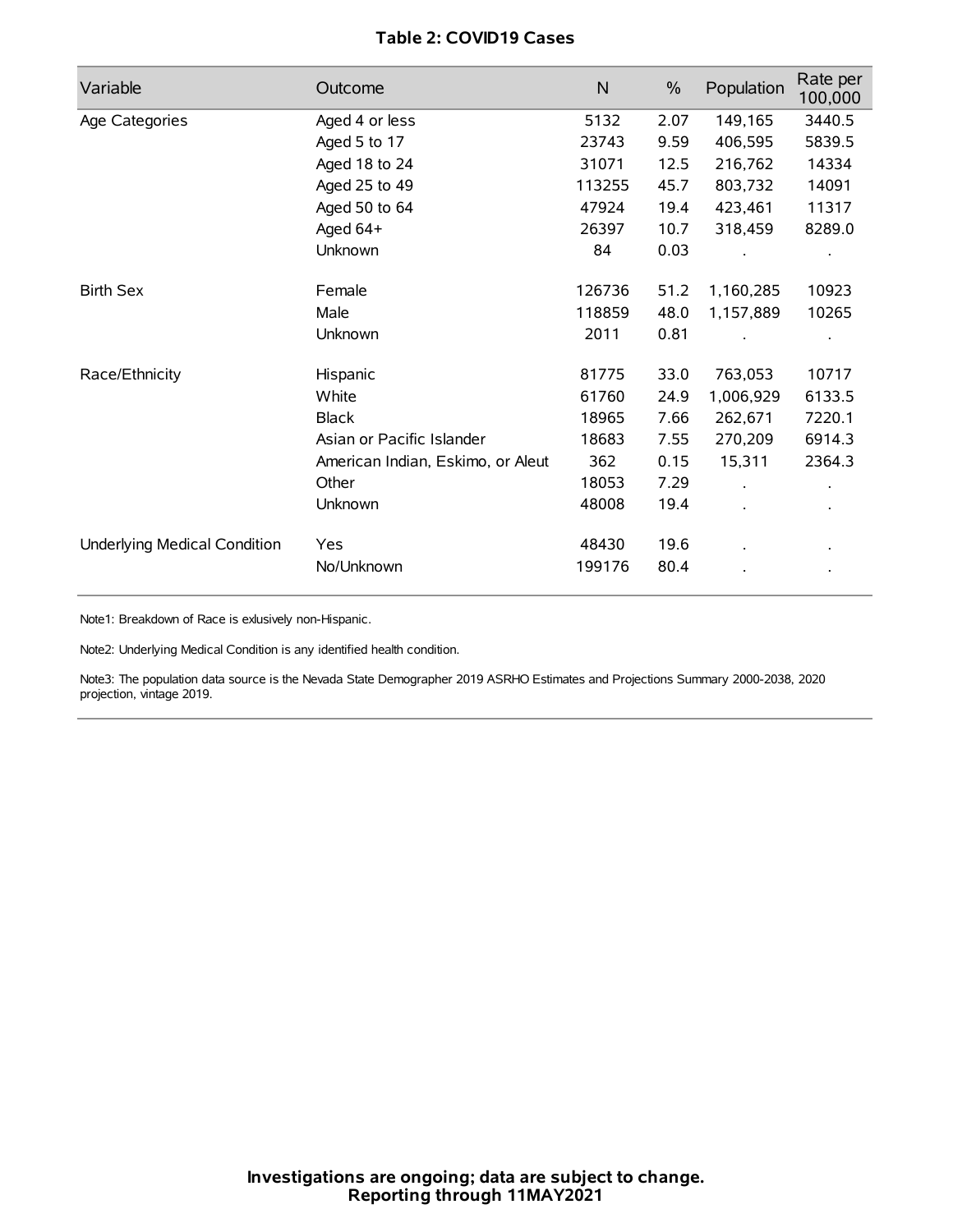# Table 2: COVID19 Cases

| Variable | Outcome | N | % | Population | Rate per 100,000 |
|---|---|---|---|---|---|
| Age Categories | Aged 4 or less | 5132 | 2.07 | 149,165 | 3440.5 |
| | Aged 5 to 17 | 23743 | 9.59 | 406,595 | 5839.5 |
| | Aged 18 to 24 | 31071 | 12.5 | 216,762 | 14334 |
| | Aged 25 to 49 | 113255 | 45.7 | 803,732 | 14091 |
| | Aged 50 to 64 | 47924 | 19.4 | 423,461 | 11317 |
| | Aged 64+ | 26397 | 10.7 | 318,459 | 8289.0 |
| | Unknown | 84 | 0.03 | . | . |
| Birth Sex | Female | 126736 | 51.2 | 1,160,285 | 10923 |
| | Male | 118859 | 48.0 | 1,157,889 | 10265 |
| | Unknown | 2011 | 0.81 | . | . |
| Race/Ethnicity | Hispanic | 81775 | 33.0 | 763,053 | 10717 |
| | White | 61760 | 24.9 | 1,006,929 | 6133.5 |
| | Black | 18965 | 7.66 | 262,671 | 7220.1 |
| | Asian or Pacific Islander | 18683 | 7.55 | 270,209 | 6914.3 |
| | American Indian, Eskimo, or Aleut | 362 | 0.15 | 15,311 | 2364.3 |
| | Other | 18053 | 7.29 | . | . |
| | Unknown | 48008 | 19.4 | . | . |
| Underlying Medical Condition | Yes | 48430 | 19.6 | . | . |
| | No/Unknown | 199176 | 80.4 | . | . |

Note1: Breakdown of Race is exlusively non-Hispanic.

Note2: Underlying Medical Condition is any identified health condition.

Note3: The population data source is the Nevada State Demographer 2019 ASRHO Estimates and Projections Summary 2000-2038, 2020 projection, vintage 2019.

**Investigations are ongoing; data are subject to change.**
**Reporting through 11MAY2021**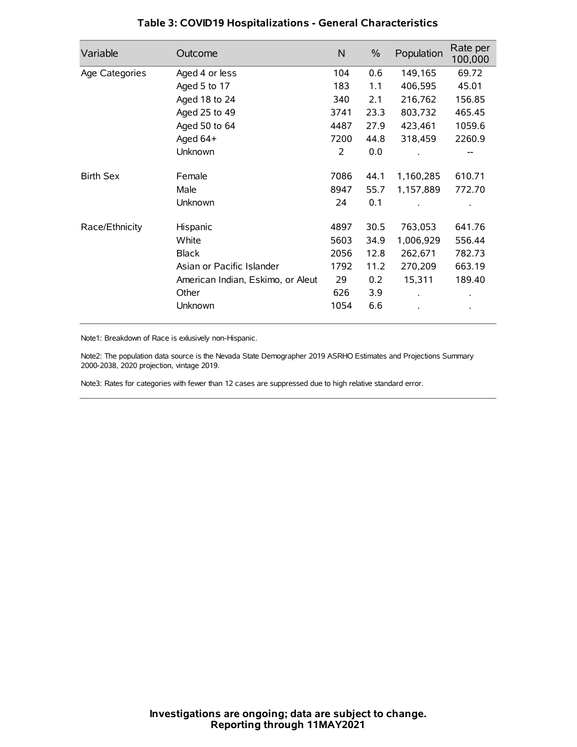# Table 3: COVID19 Hospitalizations - General Characteristics

| Variable | Outcome | N | % | Population | Rate per 100,000 |
|---|---|---|---|---|---|
| Age Categories | Aged 4 or less | 104 | 0.6 | 149,165 | 69.72 |
| | Aged 5 to 17 | 183 | 1.1 | 406,595 | 45.01 |
| | Aged 18 to 24 | 340 | 2.1 | 216,762 | 156.85 |
| | Aged 25 to 49 | 3741 | 23.3 | 803,732 | 465.45 |
| | Aged 50 to 64 | 4487 | 27.9 | 423,461 | 1059.6 |
| | Aged 64+ | 7200 | 44.8 | 318,459 | 2260.9 |
| | Unknown | 2 | 0.0 | . | -- |
| Birth Sex | Female | 7086 | 44.1 | 1,160,285 | 610.71 |
| | Male | 8947 | 55.7 | 1,157,889 | 772.70 |
| | Unknown | 24 | 0.1 | . | . |
| Race/Ethnicity | Hispanic | 4897 | 30.5 | 763,053 | 641.76 |
| | White | 5603 | 34.9 | 1,006,929 | 556.44 |
| | Black | 2056 | 12.8 | 262,671 | 782.73 |
| | Asian or Pacific Islander | 1792 | 11.2 | 270,209 | 663.19 |
| | American Indian, Eskimo, or Aleut | 29 | 0.2 | 15,311 | 189.40 |
| | Other | 626 | 3.9 | . | . |
| | Unknown | 1054 | 6.6 | . | . |

Note1: Breakdown of Race is exlusively non-Hispanic.

Note2: The population data source is the Nevada State Demographer 2019 ASRHO Estimates and Projections Summary 2000-2038, 2020 projection, vintage 2019.

Note3: Rates for categories with fewer than 12 cases are suppressed due to high relative standard error.

**Investigations are ongoing; data are subject to change.**
**Reporting through 11MAY2021**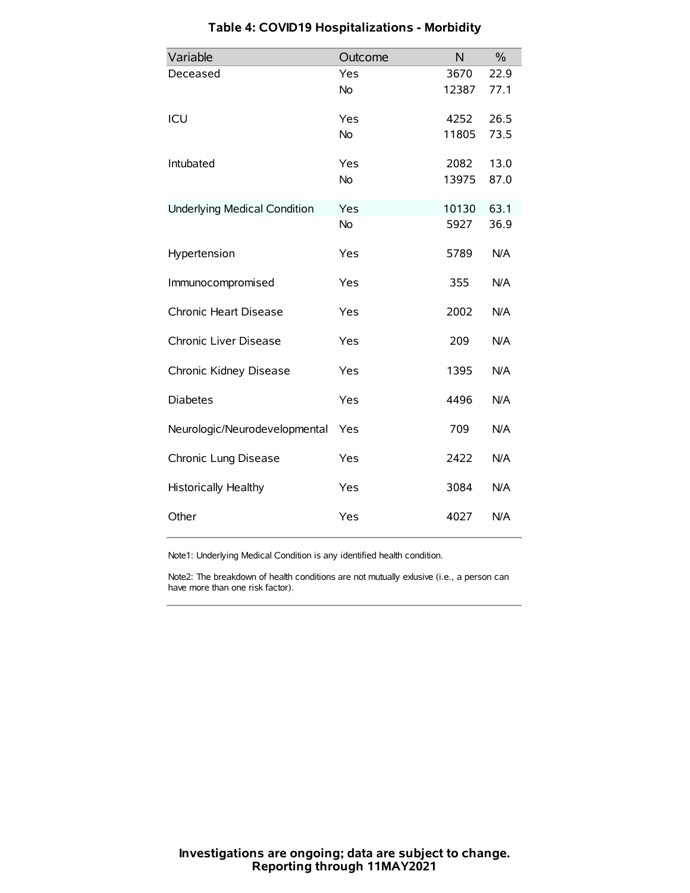# Table 4: COVID19 Hospitalizations - Morbidity

| Variable | Outcome | N | % |
| --- | --- | --- | --- |
| Deceased | Yes | 3670 | 22.9 |
| | No | 12387 | 77.1 |
| ICU | Yes | 4252 | 26.5 |
| | No | 11805 | 73.5 |
| Intubated | Yes | 2082 | 13.0 |
| | No | 13975 | 87.0 |
| Underlying Medical Condition | Yes | 10130 | 63.1 |
| | No | 5927 | 36.9 |
| Hypertension | Yes | 5789 | N/A |
| Immunocompromised | Yes | 355 | N/A |
| Chronic Heart Disease | Yes | 2002 | N/A |
| Chronic Liver Disease | Yes | 209 | N/A |
| Chronic Kidney Disease | Yes | 1395 | N/A |
| Diabetes | Yes | 4496 | N/A |
| Neurologic/Neurodevelopmental | Yes | 709 | N/A |
| Chronic Lung Disease | Yes | 2422 | N/A |
| Historically Healthy | Yes | 3084 | N/A |
| Other | Yes | 4027 | N/A |

Note1: Underlying Medical Condition is any identified health condition.

Note2: The breakdown of health conditions are not mutually exlusive (i.e., a person can have more than one risk factor).

**Investigations are ongoing; data are subject to change.**
**Reporting through 11MAY2021**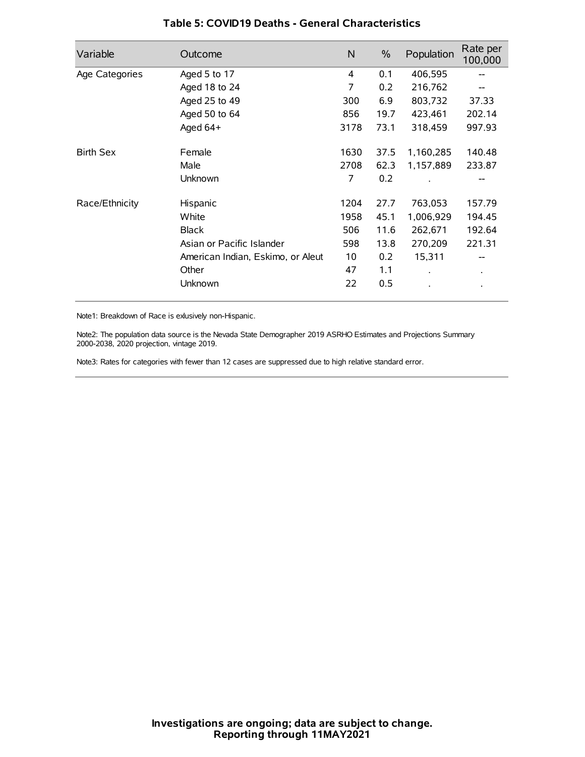### Table 5: COVID19 Deaths - General Characteristics

| Variable | Outcome | N | % | Population | Rate per 100,000 |
|---|---|---|---|---|---|
| Age Categories | Aged 5 to 17 | 4 | 0.1 | 406,595 | -- |
| | Aged 18 to 24 | 7 | 0.2 | 216,762 | -- |
| | Aged 25 to 49 | 300 | 6.9 | 803,732 | 37.33 |
| | Aged 50 to 64 | 856 | 19.7 | 423,461 | 202.14 |
| | Aged 64+ | 3178 | 73.1 | 318,459 | 997.93 |
| Birth Sex | Female | 1630 | 37.5 | 1,160,285 | 140.48 |
| | Male | 2708 | 62.3 | 1,157,889 | 233.87 |
| | Unknown | 7 | 0.2 | . | -- |
| Race/Ethnicity | Hispanic | 1204 | 27.7 | 763,053 | 157.79 |
| | White | 1958 | 45.1 | 1,006,929 | 194.45 |
| | Black | 506 | 11.6 | 262,671 | 192.64 |
| | Asian or Pacific Islander | 598 | 13.8 | 270,209 | 221.31 |
| | American Indian, Eskimo, or Aleut | 10 | 0.2 | 15,311 | -- |
| | Other | 47 | 1.1 | . | . |
| | Unknown | 22 | 0.5 | . | . |

Note1: Breakdown of Race is exlusively non-Hispanic.

Note2: The population data source is the Nevada State Demographer 2019 ASRHO Estimates and Projections Summary 2000-2038, 2020 projection, vintage 2019.

Note3: Rates for categories with fewer than 12 cases are suppressed due to high relative standard error.

**Investigations are ongoing; data are subject to change.**
**Reporting through 11MAY2021**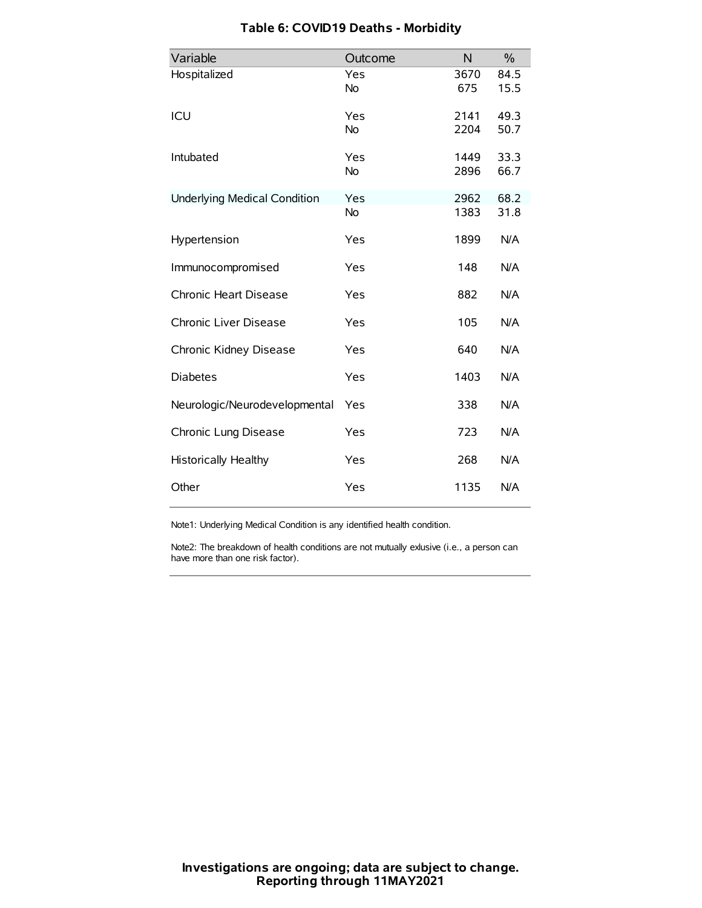## Table 6: COVID19 Deaths - Morbidity

| Variable | Outcome | N | % |
|---|---|---|---|
| Hospitalized | Yes | 3670 | 84.5 |
| | No | 675 | 15.5 |
| ICU | Yes | 2141 | 49.3 |
| | No | 2204 | 50.7 |
| Intubated | Yes | 1449 | 33.3 |
| | No | 2896 | 66.7 |
| Underlying Medical Condition | Yes | 2962 | 68.2 |
| | No | 1383 | 31.8 |
| Hypertension | Yes | 1899 | N/A |
| Immunocompromised | Yes | 148 | N/A |
| Chronic Heart Disease | Yes | 882 | N/A |
| Chronic Liver Disease | Yes | 105 | N/A |
| Chronic Kidney Disease | Yes | 640 | N/A |
| Diabetes | Yes | 1403 | N/A |
| Neurologic/Neurodevelopmental | Yes | 338 | N/A |
| Chronic Lung Disease | Yes | 723 | N/A |
| Historically Healthy | Yes | 268 | N/A |
| Other | Yes | 1135 | N/A |

Note1: Underlying Medical Condition is any identified health condition.

Note2: The breakdown of health conditions are not mutually exlusive (i.e., a person can have more than one risk factor).

**Investigations are ongoing; data are subject to change.**
**Reporting through 11MAY2021**